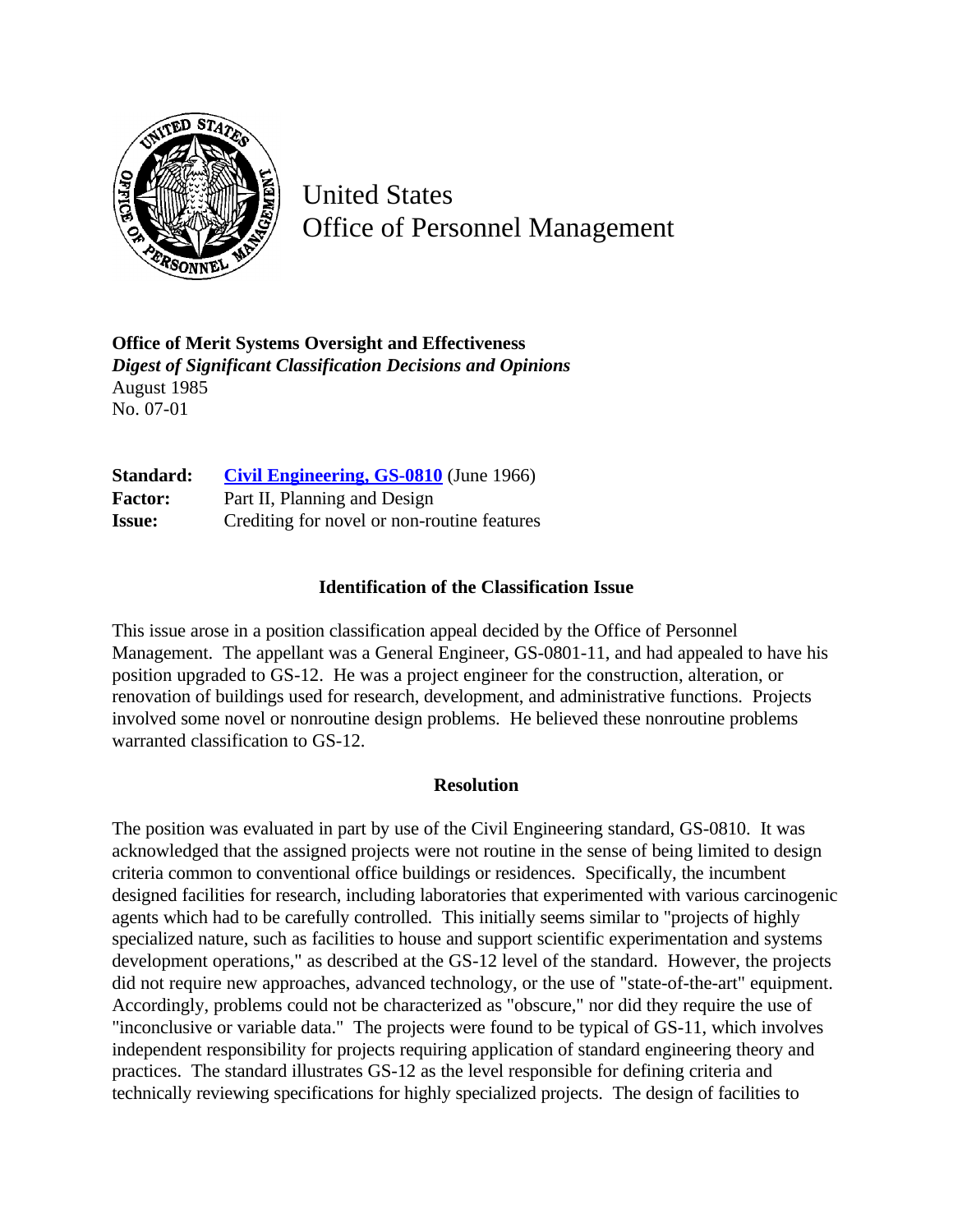# United States Office of Personnel Management

**Office of Merit Systems Oversight and Effectiveness**
***Digest of Significant Classification Decisions and Opinions***
August 1985
No. 07-01

| | |
|---|---|
| **Standard:** | **Civil Engineering, GS-0810** (June 1966) |
| **Factor:** | Part II, Planning and Design |
| **Issue:** | Crediting for novel or non-routine features |

### Identification of the Classification Issue

This issue arose in a position classification appeal decided by the Office of Personnel Management. The appellant was a General Engineer, GS-0801-11, and had appealed to have his position upgraded to GS-12. He was a project engineer for the construction, alteration, or renovation of buildings used for research, development, and administrative functions. Projects involved some novel or nonroutine design problems. He believed these nonroutine problems warranted classification to GS-12.

### Resolution

The position was evaluated in part by use of the Civil Engineering standard, GS-0810. It was acknowledged that the assigned projects were not routine in the sense of being limited to design criteria common to conventional office buildings or residences. Specifically, the incumbent designed facilities for research, including laboratories that experimented with various carcinogenic agents which had to be carefully controlled. This initially seems similar to "projects of highly specialized nature, such as facilities to house and support scientific experimentation and systems development operations," as described at the GS-12 level of the standard. However, the projects did not require new approaches, advanced technology, or the use of "state-of-the-art" equipment. Accordingly, problems could not be characterized as "obscure," nor did they require the use of "inconclusive or variable data." The projects were found to be typical of GS-11, which involves independent responsibility for projects requiring application of standard engineering theory and practices. The standard illustrates GS-12 as the level responsible for defining criteria and technically reviewing specifications for highly specialized projects. The design of facilities to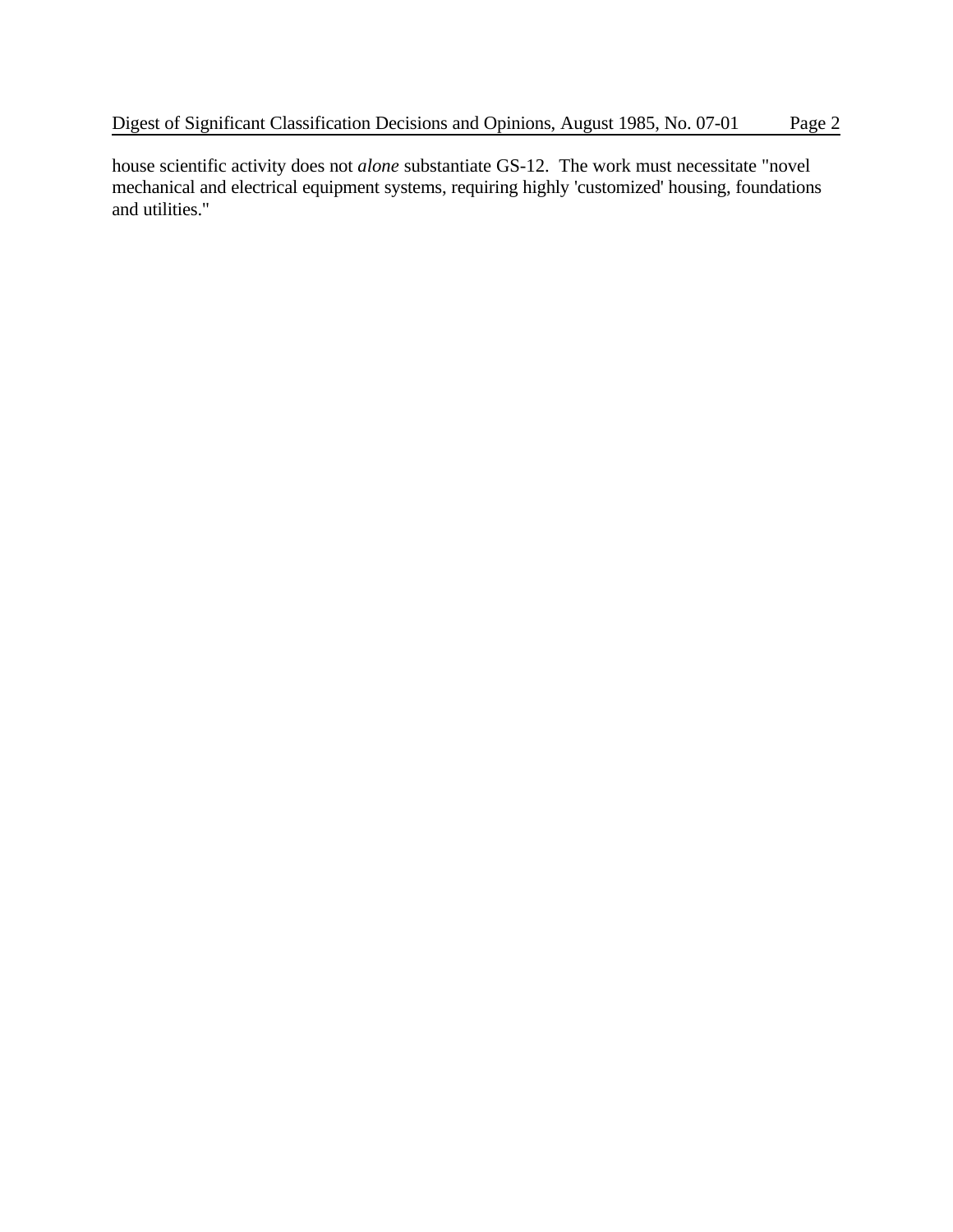house scientific activity does not *alone* substantiate GS-12. The work must necessitate "novel mechanical and electrical equipment systems, requiring highly 'customized' housing, foundations and utilities."